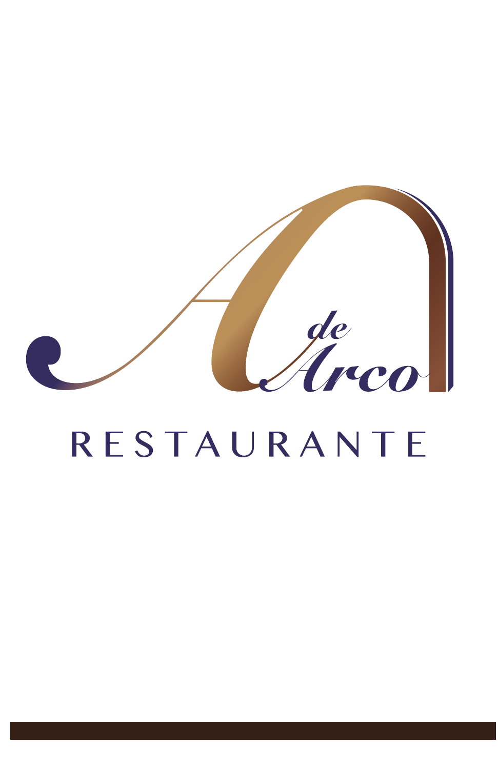# A de Arco

## RESTAURANTE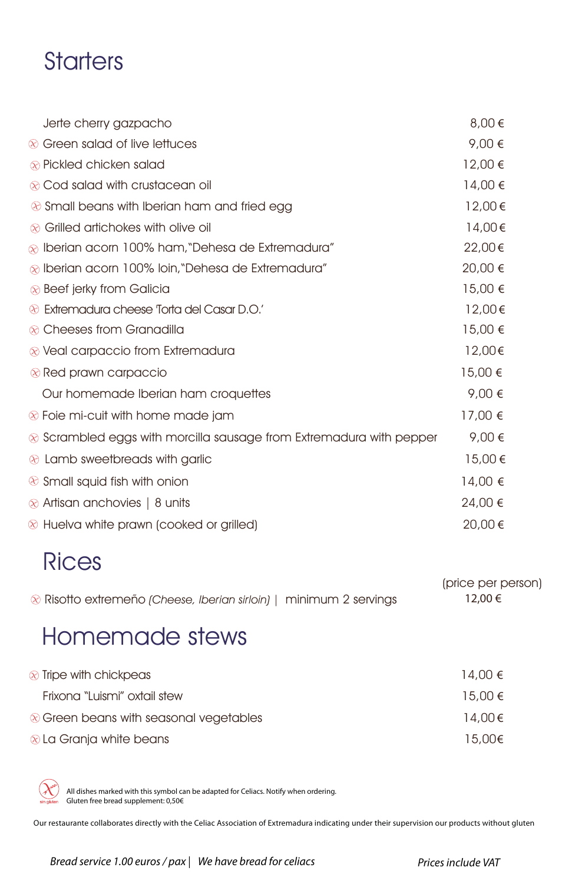# Starters

| Dish | Price |
|---|---|
| Jerte cherry gazpacho | 8,00 € |
| ⊗ Green salad of live lettuces | 9,00 € |
| ⊗ Pickled chicken salad | 12,00 € |
| ⊗ Cod salad with crustacean oil | 14,00 € |
| ⊗ Small beans with Iberian ham and fried egg | 12,00 € |
| ⊗ Grilled artichokes with olive oil | 14,00 € |
| ⊗ Iberian acorn 100% ham, "Dehesa de Extremadura" | 22,00 € |
| ⊗ Iberian acorn 100% loin, "Dehesa de Extremadura" | 20,00 € |
| ⊗ Beef jerky from Galicia | 15,00 € |
| ⊗ Extremadura cheese 'Torta del Casar D.O.' | 12,00 € |
| ⊗ Cheeses from Granadilla | 15,00 € |
| ⊗ Veal carpaccio from Extremadura | 12,00 € |
| ⊗ Red prawn carpaccio | 15,00 € |
| Our homemade Iberian ham croquettes | 9,00 € |
| ⊗ Foie mi-cuit with home made jam | 17,00 € |
| ⊗ Scrambled eggs with morcilla sausage from Extremadura with pepper | 9,00 € |
| ⊗ Lamb sweetbreads with garlic | 15,00 € |
| ⊗ Small squid fish with onion | 14,00 € |
| ⊗ Artisan anchovies \| 8 units | 24,00 € |
| ⊗ Huelva white prawn (cooked or grilled) | 20,00 € |

# Rices

| Dish | (price per person) |
|---|---|
| ⊗ Risotto extremeño *(Cheese, Iberian sirloin)* \| minimum 2 servings | 12,00 € |

# Homemade stews

| Dish | Price |
|---|---|
| ⊗ Tripe with chickpeas | 14,00 € |
| Frixona "Luismi" oxtail stew | 15,00 € |
| ⊗ Green beans with seasonal vegetables | 14,00 € |
| ⊗ La Granja white beans | 15,00 € |

⊗ sin gluten — All dishes marked with this symbol can be adapted for Celiacs. Notify when ordering.
Gluten free bread supplement: 0,50€

Our restaurante collaborates directly with the Celiac Association of Extremadura indicating under their supervision our products without gluten

*Bread service 1.00 euros / pax | We have bread for celiacs*

*Prices include VAT*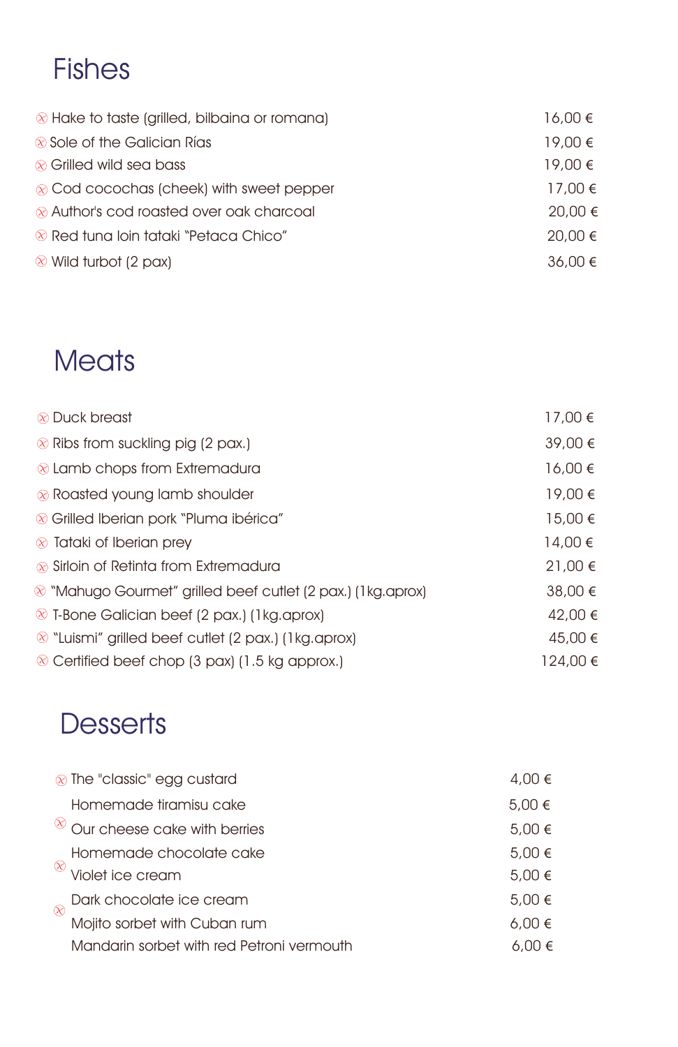# Fishes

| | |
|---|---|
| Hake to taste (grilled, bilbaina or romana) | 16,00 € |
| Sole of the Galician Rías | 19,00 € |
| Grilled wild sea bass | 19,00 € |
| Cod cocochas (cheek) with sweet pepper | 17,00 € |
| Author's cod roasted over oak charcoal | 20,00 € |
| Red tuna loin tataki "Petaca Chico" | 20,00 € |
| Wild turbot (2 pax) | 36,00 € |

# Meats

| | |
|---|---|
| Duck breast | 17,00 € |
| Ribs from suckling pig (2 pax.) | 39,00 € |
| Lamb chops from Extremadura | 16,00 € |
| Roasted young lamb shoulder | 19,00 € |
| Grilled Iberian pork "Pluma ibérica" | 15,00 € |
| Tataki of Iberian prey | 14,00 € |
| Sirloin of Retinta from Extremadura | 21,00 € |
| "Mahugo Gourmet" grilled beef cutlet (2 pax.) (1kg.aprox) | 38,00 € |
| T-Bone Galician beef (2 pax.) (1kg.aprox) | 42,00 € |
| "Luismi" grilled beef cutlet (2 pax.) (1kg.aprox) | 45,00 € |
| Certified beef chop (3 pax) (1.5 kg approx.) | 124,00 € |

# Desserts

| | |
|---|---|
| The "classic" egg custard | 4,00 € |
| Homemade tiramisu cake | 5,00 € |
| Our cheese cake with berries | 5,00 € |
| Homemade chocolate cake | 5,00 € |
| Violet ice cream | 5,00 € |
| Dark chocolate ice cream | 5,00 € |
| Mojito sorbet with Cuban rum | 6,00 € |
| Mandarin sorbet with red Petroni vermouth | 6,00 € |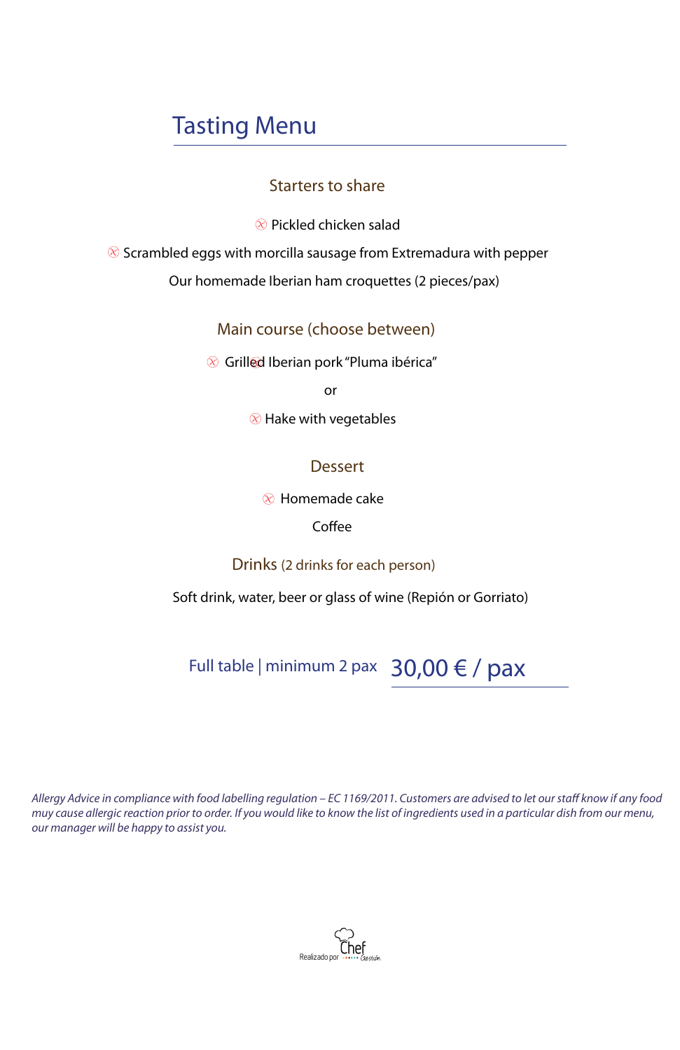# Tasting Menu

## Starters to share

Pickled chicken salad

Scrambled eggs with morcilla sausage from Extremadura with pepper

Our homemade Iberian ham croquettes (2 pieces/pax)

## Main course (choose between)

Grilled Iberian pork "Pluma ibérica"

or

Hake with vegetables

## Dessert

Homemade cake

Coffee

## Drinks (2 drinks for each person)

Soft drink, water, beer or glass of wine (Repión or Gorriato)

Full table | minimum 2 pax **30,00 € / pax**

*Allergy Advice in compliance with food labelling regulation – EC 1169/2011. Customers are advised to let our staff know if any food muy cause allergic reaction prior to order. If you would like to know the list of ingredients used in a particular dish from our menu, our manager will be happy to assist you.*

Realizado por Chef Gestión